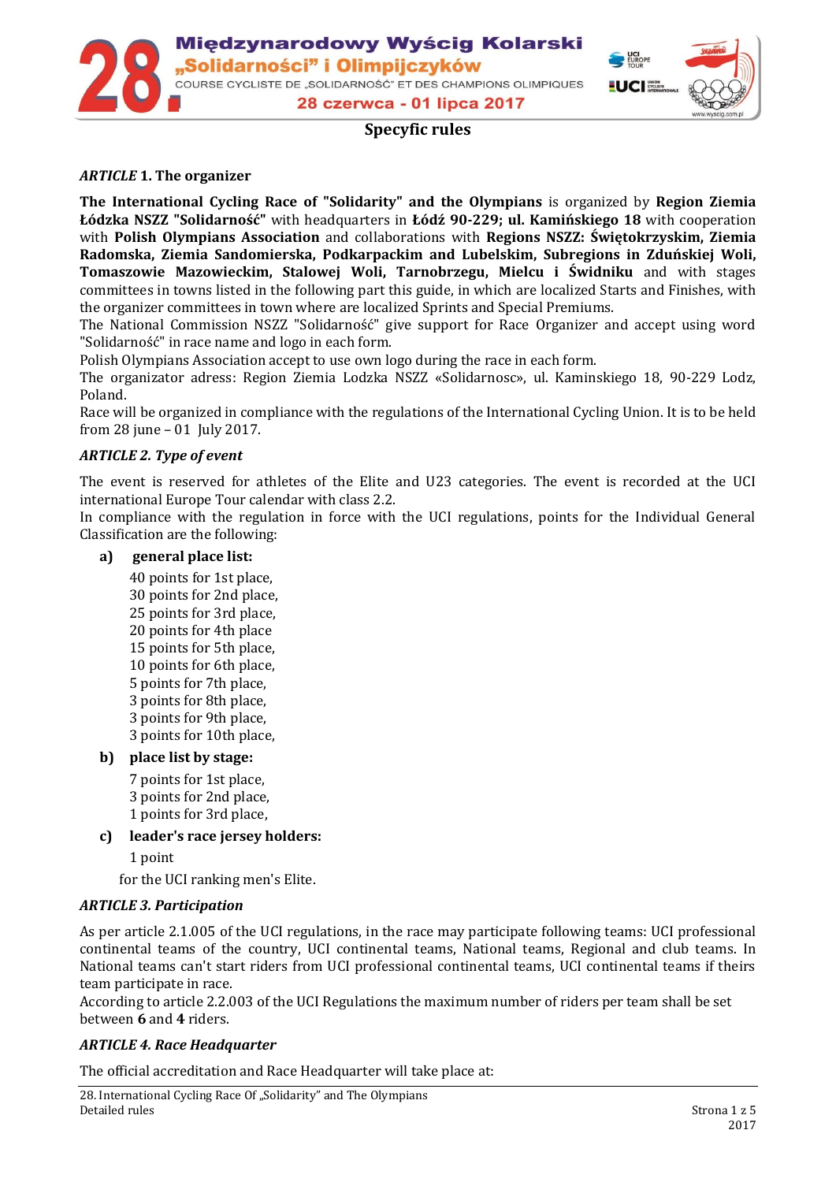# Międzynarodowy Wyścig Kolarski „Solidarności" i Olimpijczyków

COURSE CYCLISTE DE „SOLIDARNOŚĆ" ET DES CHAMPIONS OLIMPIQUES

28 czerwca - 01 lipca 2017

## Specyfic rules

### *ARTICLE* 1. The organizer

**The International Cycling Race of "Solidarity" and the Olympians** is organized by **Region Ziemia Łódzka NSZZ "Solidarność"** with headquarters in **Łódź 90-229; ul. Kamińskiego 18** with cooperation with **Polish Olympians Association** and collaborations with **Regions NSZZ: Świętokrzyskim, Ziemia Radomska, Ziemia Sandomierska, Podkarpackim and Lubelskim, Subregions in Zduńskiej Woli, Tomaszowie Mazowieckim, Stalowej Woli, Tarnobrzegu, Mielcu i Świdniku** and with stages committees in towns listed in the following part this guide, in which are localized Starts and Finishes, with the organizer committees in town where are localized Sprints and Special Premiums.

The National Commission NSZZ "Solidarność" give support for Race Organizer and accept using word "Solidarność" in race name and logo in each form.

Polish Olympians Association accept to use own logo during the race in each form.

The organizator adress: Region Ziemia Lodzka NSZZ «Solidarnosc», ul. Kaminskiego 18, 90-229 Lodz, Poland.

Race will be organized in compliance with the regulations of the International Cycling Union. It is to be held from 28 june – 01 July 2017.

### *ARTICLE 2. Type of event*

The event is reserved for athletes of the Elite and U23 categories. The event is recorded at the UCI international Europe Tour calendar with class 2.2.

In compliance with the regulation in force with the UCI regulations, points for the Individual General Classification are the following:

**a) general place list:**

40 points for 1st place,
30 points for 2nd place,
25 points for 3rd place,
20 points for 4th place
15 points for 5th place,
10 points for 6th place,
5 points for 7th place,
3 points for 8th place,
3 points for 9th place,
3 points for 10th place,

**b) place list by stage:**

7 points for 1st place,
3 points for 2nd place,
1 points for 3rd place,

**c) leader's race jersey holders:**

1 point

for the UCI ranking men's Elite.

### *ARTICLE 3. Participation*

As per article 2.1.005 of the UCI regulations, in the race may participate following teams: UCI professional continental teams of the country, UCI continental teams, National teams, Regional and club teams. In National teams can't start riders from UCI professional continental teams, UCI continental teams if theirs team participate in race.

According to article 2.2.003 of the UCI Regulations the maximum number of riders per team shall be set between **6** and **4** riders.

### *ARTICLE 4. Race Headquarter*

The official accreditation and Race Headquarter will take place at: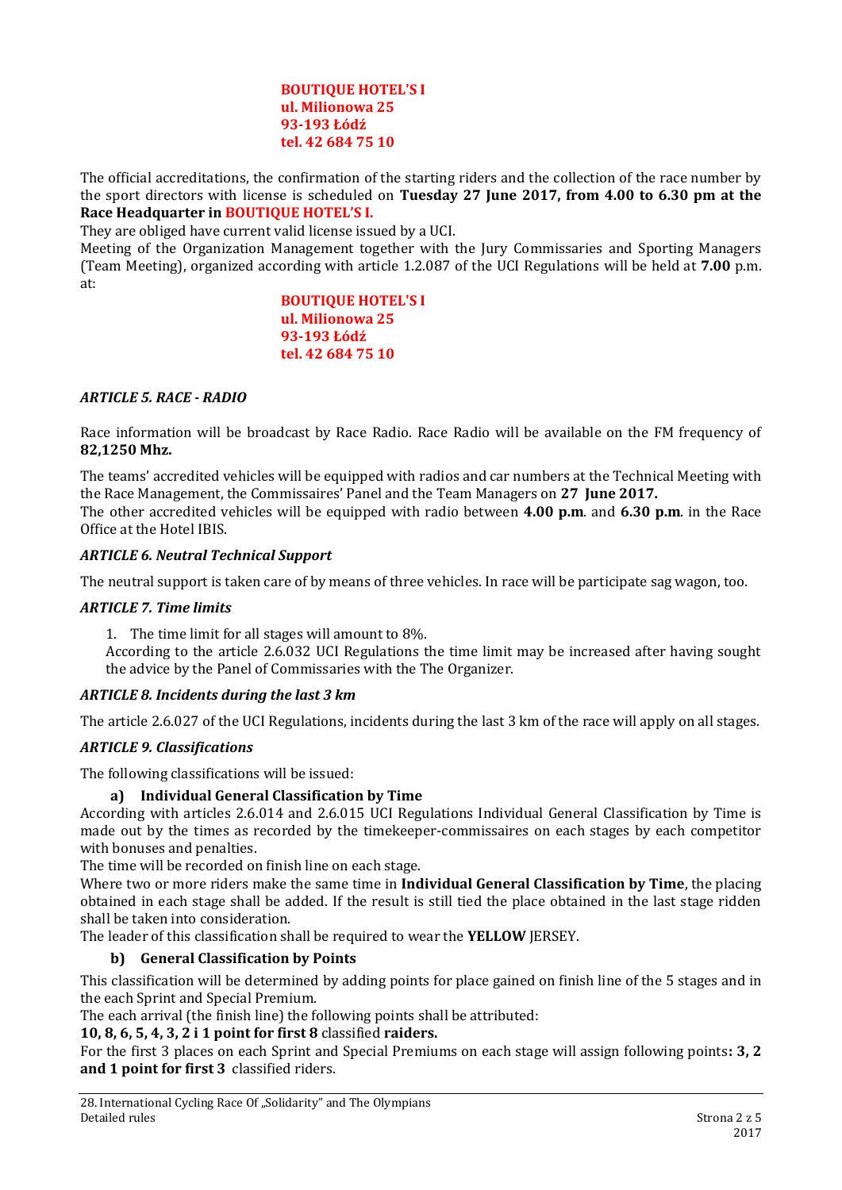**BOUTIQUE HOTEL'S I**
**ul. Milionowa 25**
**93-193 Łódź**
**tel. 42 684 75 10**

The official accreditations, the confirmation of the starting riders and the collection of the race number by the sport directors with license is scheduled on **Tuesday 27 June 2017, from 4.00 to 6.30 pm at the Race Headquarter in BOUTIQUE HOTEL'S I.**

They are obliged have current valid license issued by a UCI.

Meeting of the Organization Management together with the Jury Commissaries and Sporting Managers (Team Meeting), organized according with article 1.2.087 of the UCI Regulations will be held at **7.00** p.m. at:

**BOUTIQUE HOTEL'S I**
**ul. Milionowa 25**
**93-193 Łódź**
**tel. 42 684 75 10**

### *ARTICLE 5. RACE - RADIO*

Race information will be broadcast by Race Radio. Race Radio will be available on the FM frequency of **82,1250 Mhz.**

The teams' accredited vehicles will be equipped with radios and car numbers at the Technical Meeting with the Race Management, the Commissaires' Panel and the Team Managers on **27 June 2017.**

The other accredited vehicles will be equipped with radio between **4.00 p.m**. and **6.30 p.m**. in the Race Office at the Hotel IBIS.

### *ARTICLE 6. Neutral Technical Support*

The neutral support is taken care of by means of three vehicles. In race will be participate sag wagon, too.

### *ARTICLE 7. Time limits*

1. The time limit for all stages will amount to 8%.

   According to the article 2.6.032 UCI Regulations the time limit may be increased after having sought the advice by the Panel of Commissaries with the The Organizer.

### *ARTICLE 8. Incidents during the last 3 km*

The article 2.6.027 of the UCI Regulations, incidents during the last 3 km of the race will apply on all stages.

### *ARTICLE 9. Classifications*

The following classifications will be issued:

**a) Individual General Classification by Time**

According with articles 2.6.014 and 2.6.015 UCI Regulations Individual General Classification by Time is made out by the times as recorded by the timekeeper-commissaires on each stages by each competitor with bonuses and penalties.

The time will be recorded on finish line on each stage.

Where two or more riders make the same time in **Individual General Classification by Time**, the placing obtained in each stage shall be added. If the result is still tied the place obtained in the last stage ridden shall be taken into consideration.

The leader of this classification shall be required to wear the **YELLOW** JERSEY.

**b) General Classification by Points**

This classification will be determined by adding points for place gained on finish line of the 5 stages and in the each Sprint and Special Premium.

The each arrival (the finish line) the following points shall be attributed:

**10, 8, 6, 5, 4, 3, 2 i 1 point for first 8** classified **raiders.**

For the first 3 places on each Sprint and Special Premiums on each stage will assign following points**: 3, 2 and 1 point for first 3** classified riders.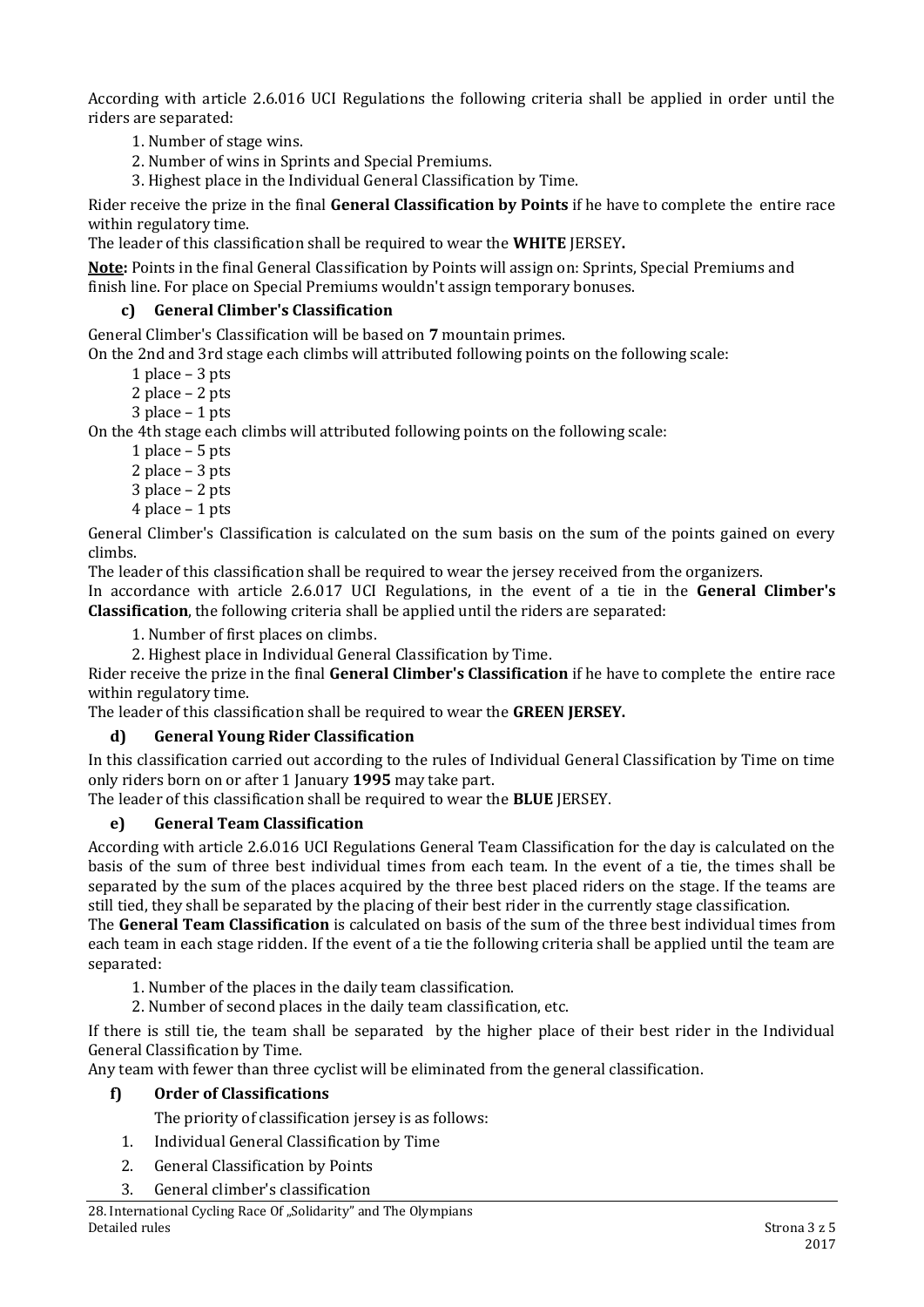According with article 2.6.016 UCI Regulations the following criteria shall be applied in order until the riders are separated:

1. Number of stage wins.
2. Number of wins in Sprints and Special Premiums.
3. Highest place in the Individual General Classification by Time.

Rider receive the prize in the final **General Classification by Points** if he have to complete the entire race within regulatory time.

The leader of this classification shall be required to wear the **WHITE** JERSEY**.**

**Note:** Points in the final General Classification by Points will assign on: Sprints, Special Premiums and finish line. For place on Special Premiums wouldn't assign temporary bonuses.

### c) General Climber's Classification

General Climber's Classification will be based on **7** mountain primes.

On the 2nd and 3rd stage each climbs will attributed following points on the following scale:

- 1 place – 3 pts
- 2 place – 2 pts
- 3 place – 1 pts

On the 4th stage each climbs will attributed following points on the following scale:

- 1 place – 5 pts
- 2 place – 3 pts
- 3 place – 2 pts
- 4 place – 1 pts

General Climber's Classification is calculated on the sum basis on the sum of the points gained on every climbs.

The leader of this classification shall be required to wear the jersey received from the organizers.

In accordance with article 2.6.017 UCI Regulations, in the event of a tie in the **General Climber's Classification**, the following criteria shall be applied until the riders are separated:

1. Number of first places on climbs.
2. Highest place in Individual General Classification by Time.

Rider receive the prize in the final **General Climber's Classification** if he have to complete the entire race within regulatory time.

The leader of this classification shall be required to wear the **GREEN JERSEY.**

### d) General Young Rider Classification

In this classification carried out according to the rules of Individual General Classification by Time on time only riders born on or after 1 January **1995** may take part.

The leader of this classification shall be required to wear the **BLUE** JERSEY.

### e) General Team Classification

According with article 2.6.016 UCI Regulations General Team Classification for the day is calculated on the basis of the sum of three best individual times from each team. In the event of a tie, the times shall be separated by the sum of the places acquired by the three best placed riders on the stage. If the teams are still tied, they shall be separated by the placing of their best rider in the currently stage classification.

The **General Team Classification** is calculated on basis of the sum of the three best individual times from each team in each stage ridden. If the event of a tie the following criteria shall be applied until the team are separated:

1. Number of the places in the daily team classification.
2. Number of second places in the daily team classification, etc.

If there is still tie, the team shall be separated by the higher place of their best rider in the Individual General Classification by Time.

Any team with fewer than three cyclist will be eliminated from the general classification.

### f) Order of Classifications

The priority of classification jersey is as follows:

1. Individual General Classification by Time
2. General Classification by Points
3. General climber's classification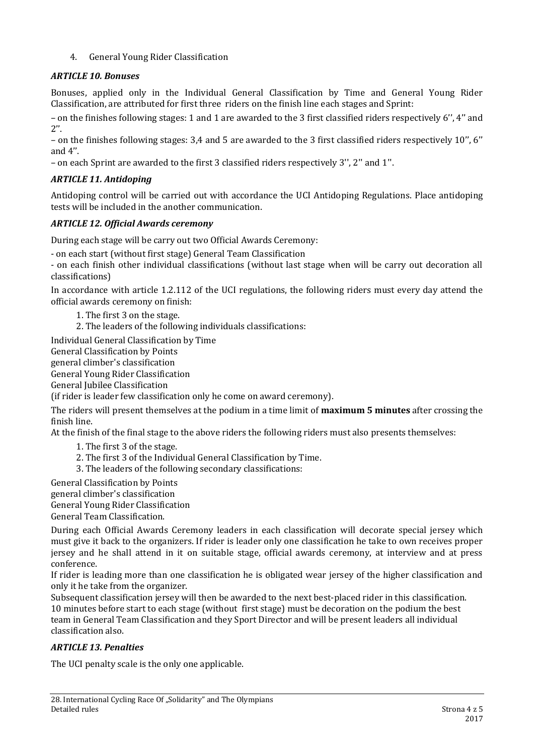4. General Young Rider Classification

### *ARTICLE 10. Bonuses*

Bonuses, applied only in the Individual General Classification by Time and General Young Rider Classification, are attributed for first three riders on the finish line each stages and Sprint:

– on the finishes following stages: 1 and 1 are awarded to the 3 first classified riders respectively 6'', 4'' and 2''.

– on the finishes following stages: 3,4 and 5 are awarded to the 3 first classified riders respectively 10'', 6'' and 4''.

– on each Sprint are awarded to the first 3 classified riders respectively 3'', 2'' and 1''.

### *ARTICLE 11. Antidoping*

Antidoping control will be carried out with accordance the UCI Antidoping Regulations. Place antidoping tests will be included in the another communication.

### *ARTICLE 12. Official Awards ceremony*

During each stage will be carry out two Official Awards Ceremony:

- on each start (without first stage) General Team Classification
- on each finish other individual classifications (without last stage when will be carry out decoration all classifications)

In accordance with article 1.2.112 of the UCI regulations, the following riders must every day attend the official awards ceremony on finish:

1. The first 3 on the stage.
2. The leaders of the following individuals classifications:

Individual General Classification by Time
General Classification by Points
general climber's classification
General Young Rider Classification
General Jubilee Classification
(if rider is leader few classification only he come on award ceremony).

The riders will present themselves at the podium in a time limit of **maximum 5 minutes** after crossing the finish line.
At the finish of the final stage to the above riders the following riders must also presents themselves:

1. The first 3 of the stage.
2. The first 3 of the Individual General Classification by Time.
3. The leaders of the following secondary classifications:

General Classification by Points
general climber's classification
General Young Rider Classification
General Team Classification.

During each Official Awards Ceremony leaders in each classification will decorate special jersey which must give it back to the organizers. If rider is leader only one classification he take to own receives proper jersey and he shall attend in it on suitable stage, official awards ceremony, at interview and at press conference.
If rider is leading more than one classification he is obligated wear jersey of the higher classification and only it he take from the organizer.
Subsequent classification jersey will then be awarded to the next best-placed rider in this classification.
10 minutes before start to each stage (without first stage) must be decoration on the podium the best team in General Team Classification and they Sport Director and will be present leaders all individual classification also.

### *ARTICLE 13. Penalties*

The UCI penalty scale is the only one applicable.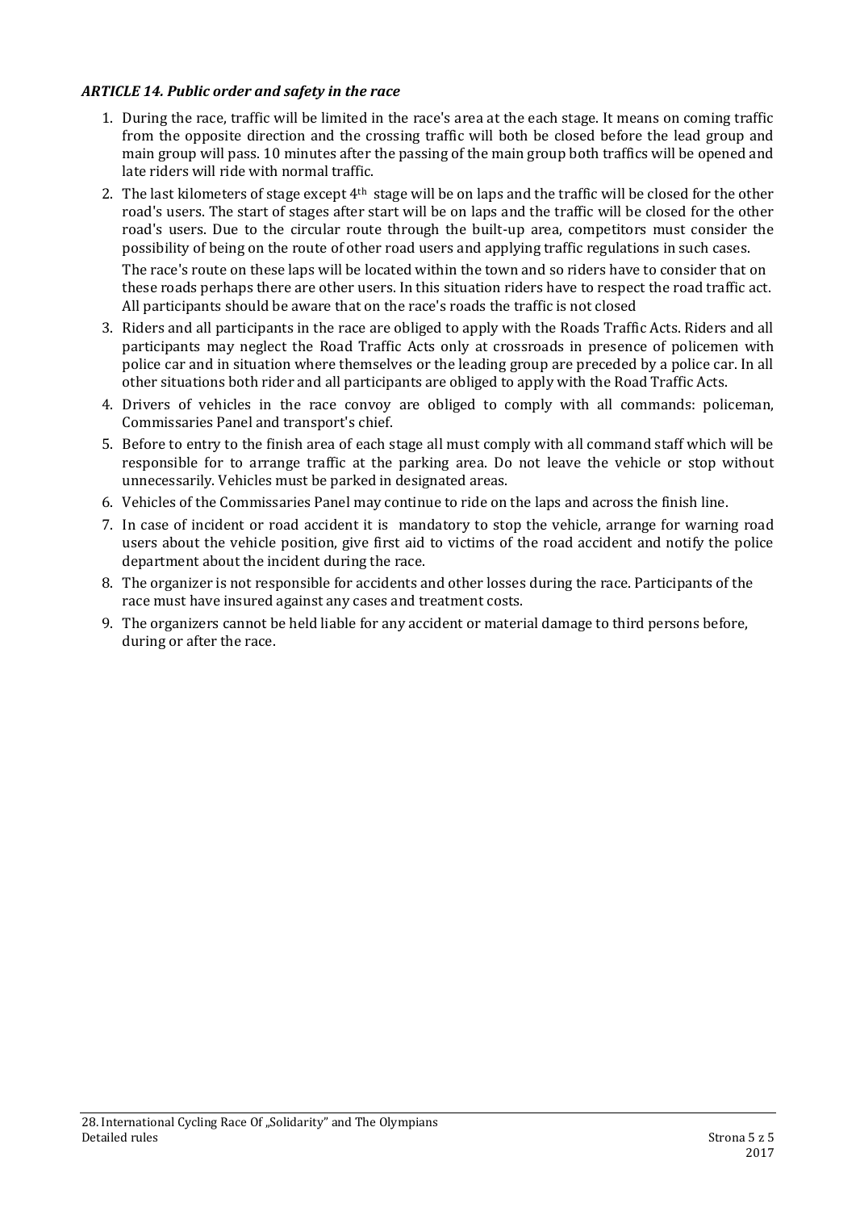### ***ARTICLE 14. Public order and safety in the race***

1. During the race, traffic will be limited in the race's area at the each stage. It means on coming traffic from the opposite direction and the crossing traffic will both be closed before the lead group and main group will pass. 10 minutes after the passing of the main group both traffics will be opened and late riders will ride with normal traffic.
2. The last kilometers of stage except 4th stage will be on laps and the traffic will be closed for the other road's users. The start of stages after start will be on laps and the traffic will be closed for the other road's users. Due to the circular route through the built-up area, competitors must consider the possibility of being on the route of other road users and applying traffic regulations in such cases.

   The race's route on these laps will be located within the town and so riders have to consider that on these roads perhaps there are other users. In this situation riders have to respect the road traffic act. All participants should be aware that on the race's roads the traffic is not closed
3. Riders and all participants in the race are obliged to apply with the Roads Traffic Acts. Riders and all participants may neglect the Road Traffic Acts only at crossroads in presence of policemen with police car and in situation where themselves or the leading group are preceded by a police car. In all other situations both rider and all participants are obliged to apply with the Road Traffic Acts.
4. Drivers of vehicles in the race convoy are obliged to comply with all commands: policeman, Commissaries Panel and transport's chief.
5. Before to entry to the finish area of each stage all must comply with all command staff which will be responsible for to arrange traffic at the parking area. Do not leave the vehicle or stop without unnecessarily. Vehicles must be parked in designated areas.
6. Vehicles of the Commissaries Panel may continue to ride on the laps and across the finish line.
7. In case of incident or road accident it is mandatory to stop the vehicle, arrange for warning road users about the vehicle position, give first aid to victims of the road accident and notify the police department about the incident during the race.
8. The organizer is not responsible for accidents and other losses during the race. Participants of the race must have insured against any cases and treatment costs.
9. The organizers cannot be held liable for any accident or material damage to third persons before, during or after the race.